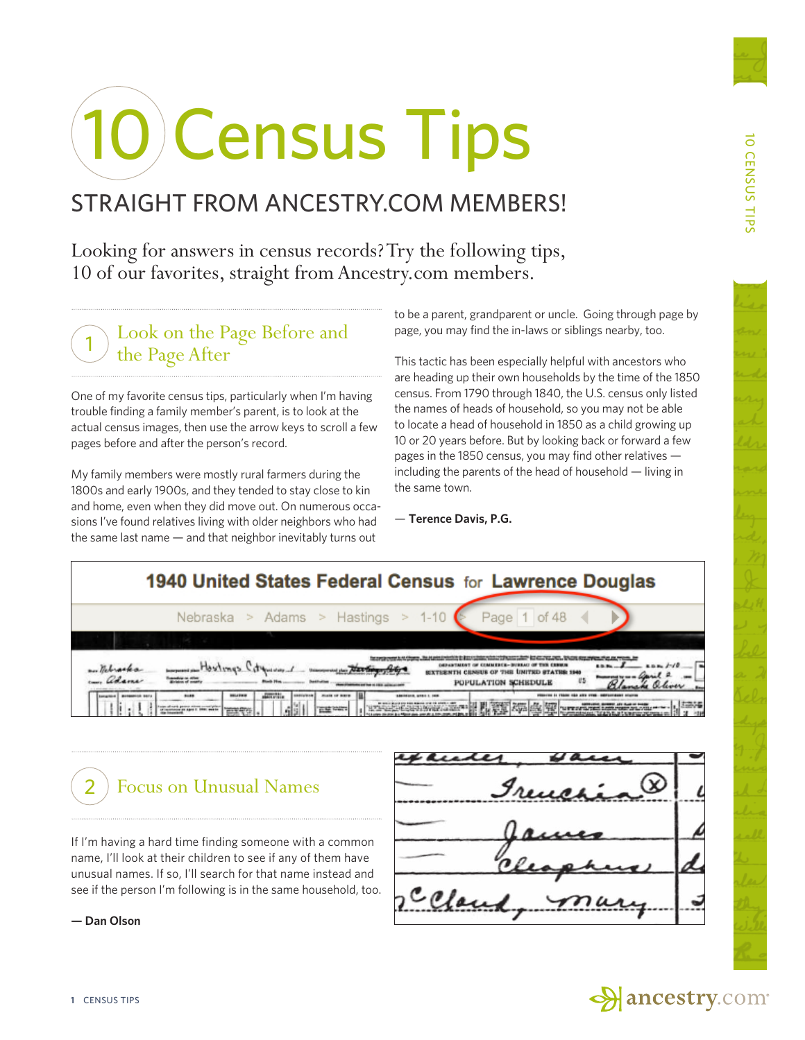# 10 Census Tips

## STRAIGHT FROM ANCESTRY.COM MEMBERS!

Looking for answers in census records? Try the following tips, 10 of our favorites, straight from Ancestry.com members.

### 1 Look on the Page Before and the Page After

One of my favorite census tips, particularly when I'm having trouble finding a family member's parent, is to look at the actual census images, then use the arrow keys to scroll a few pages before and after the person's record.

My family members were mostly rural farmers during the 1800s and early 1900s, and they tended to stay close to kin and home, even when they did move out. On numerous occasions I've found relatives living with older neighbors who had the same last name — and that neighbor inevitably turns out to be a parent, grandparent or uncle. Going through page by page, you may find the in-laws or siblings nearby, too.

This tactic has been especially helpful with ancestors who are heading up their own households by the time of the 1850 census. From 1790 through 1840, the U.S. census only listed the names of heads of household, so you may not be able to locate a head of household in 1850 as a child growing up 10 or 20 years before. But by looking back or forward a few pages in the 1850 census, you may find other relatives — including the parents of the head of household — living in the same town.

**— Terence Davis, P.G.**

### 2 Focus on Unusual Names

If I'm having a hard time finding someone with a common name, I'll look at their children to see if any of them have unusual names. If so, I'll search for that name instead and see if the person I'm following is in the same household, too.

**— Dan Olson**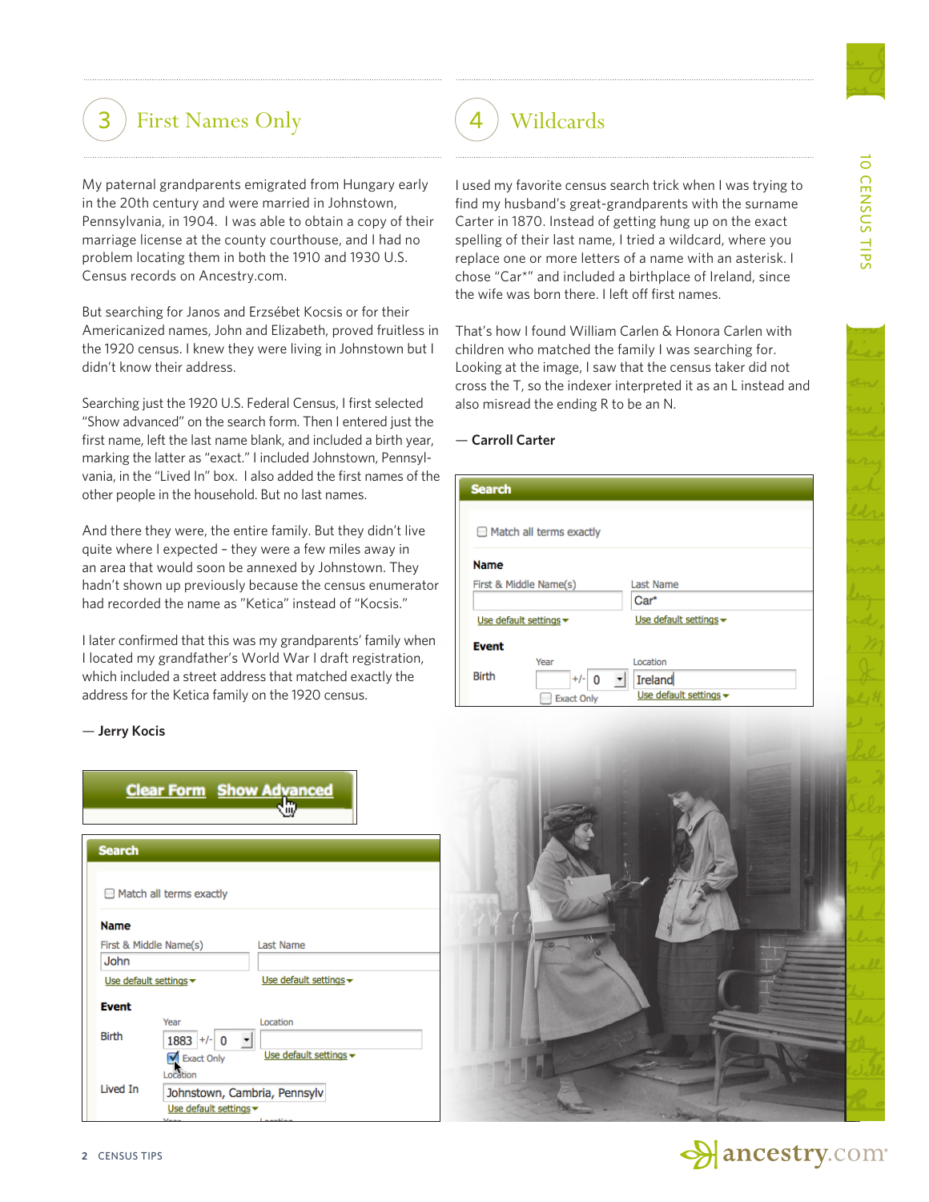## 3 First Names Only

My paternal grandparents emigrated from Hungary early in the 20th century and were married in Johnstown, Pennsylvania, in 1904. I was able to obtain a copy of their marriage license at the county courthouse, and I had no problem locating them in both the 1910 and 1930 U.S. Census records on Ancestry.com.

But searching for Janos and Erzsébet Kocsis or for their Americanized names, John and Elizabeth, proved fruitless in the 1920 census. I knew they were living in Johnstown but I didn't know their address.

Searching just the 1920 U.S. Federal Census, I first selected "Show advanced" on the search form. Then I entered just the first name, left the last name blank, and included a birth year, marking the latter as "exact." I included Johnstown, Pennsylvania, in the "Lived In" box. I also added the first names of the other people in the household. But no last names.

And there they were, the entire family. But they didn't live quite where I expected – they were a few miles away in an area that would soon be annexed by Johnstown. They hadn't shown up previously because the census enumerator had recorded the name as "Ketica" instead of "Kocsis."

I later confirmed that this was my grandparents' family when I located my grandfather's World War I draft registration, which included a street address that matched exactly the address for the Ketica family on the 1920 census.

— **Jerry Kocis**

## 4 Wildcards

I used my favorite census search trick when I was trying to find my husband's great-grandparents with the surname Carter in 1870. Instead of getting hung up on the exact spelling of their last name, I tried a wildcard, where you replace one or more letters of a name with an asterisk. I chose "Car*" and included a birthplace of Ireland, since the wife was born there. I left off first names.

That's how I found William Carlen & Honora Carlen with children who matched the family I was searching for. Looking at the image, I saw that the census taker did not cross the T, so the indexer interpreted it as an L instead and also misread the ending R to be an N.

— **Carroll Carter**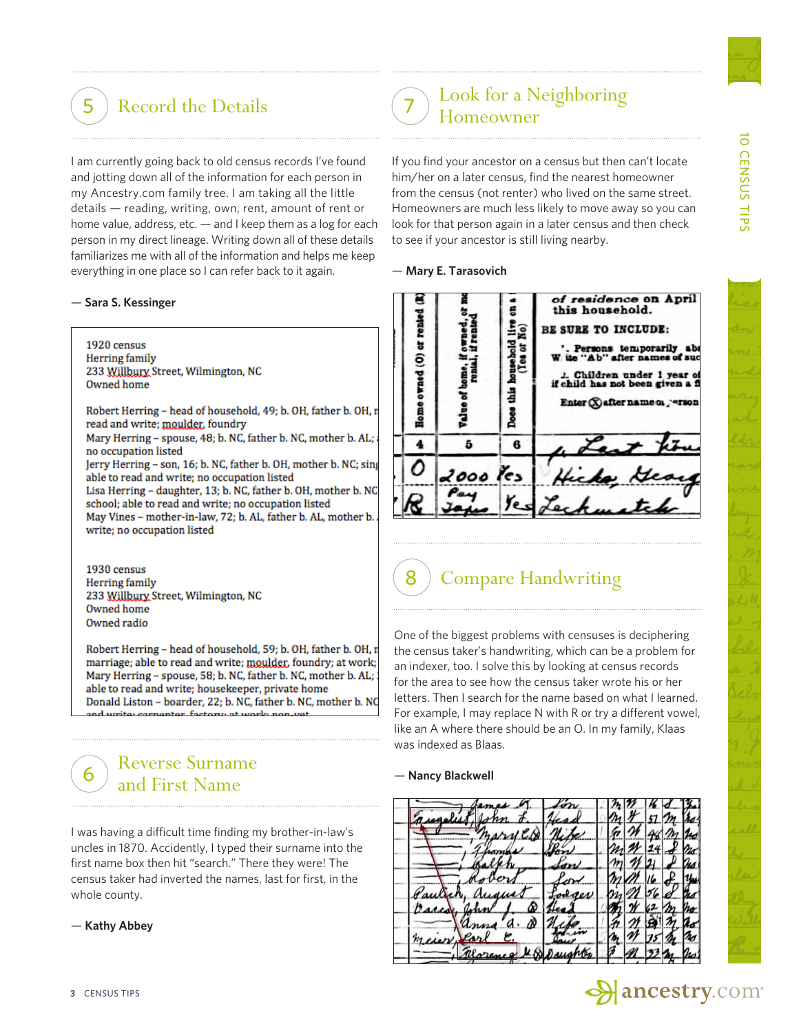## 5 Record the Details

I am currently going back to old census records I've found and jotting down all of the information for each person in my Ancestry.com family tree. I am taking all the little details — reading, writing, own, rent, amount of rent or home value, address, etc. — and I keep them as a log for each person in my direct lineage. Writing down all of these details familiarizes me with all of the information and helps me keep everything in one place so I can refer back to it again.

— **Sara S. Kessinger**

1920 census
Herring family
233 Willbury Street, Wilmington, NC
Owned home

Robert Herring – head of household, 49; b. OH, father b. OH, r
read and write; moulder, foundry
Mary Herring – spouse, 48; b. NC, father b. NC, mother b. AL;
no occupation listed
Jerry Herring – son, 16; b. NC, father b. OH, mother b. NC; sing
able to read and write; no occupation listed
Lisa Herring – daughter, 13; b. NC, father b. OH, mother b. NC
school; able to read and write; no occupation listed
May Vines – mother-in-law, 72; b. AL, father b. AL, mother b.
write; no occupation listed

1930 census
Herring family
233 Willbury Street, Wilmington, NC
Owned home
Owned radio

Robert Herring – head of household, 59; b. OH, father b. OH, r
marriage; able to read and write; moulder, foundry; at work;
Mary Herring – spouse, 58; b. NC, father b. NC, mother b. AL;
able to read and write; housekeeper, private home
Donald Liston – boarder, 22; b. NC, father b. NC, mother b. NC
and write; carpenter, factory; at work; non-vet

## 6 Reverse Surname and First Name

I was having a difficult time finding my brother-in-law's uncles in 1870. Accidently, I typed their surname into the first name box then hit "search." There they were! The census taker had inverted the names, last for first, in the whole county.

— **Kathy Abbey**

## 7 Look for a Neighboring Homeowner

If you find your ancestor on a census but then can't locate him/her on a later census, find the nearest homeowner from the census (not renter) who lived on the same street. Homeowners are much less likely to move away so you can look for that person again in a later census and then check to see if your ancestor is still living nearby.

— **Mary E. Tarasovich**

## 8 Compare Handwriting

One of the biggest problems with censuses is deciphering the census taker's handwriting, which can be a problem for an indexer, too. I solve this by looking at census records for the area to see how the census taker wrote his or her letters. Then I search for the name based on what I learned. For example, I may replace N with R or try a different vowel, like an A where there should be an O. In my family, Klaas was indexed as Blaas.

— **Nancy Blackwell**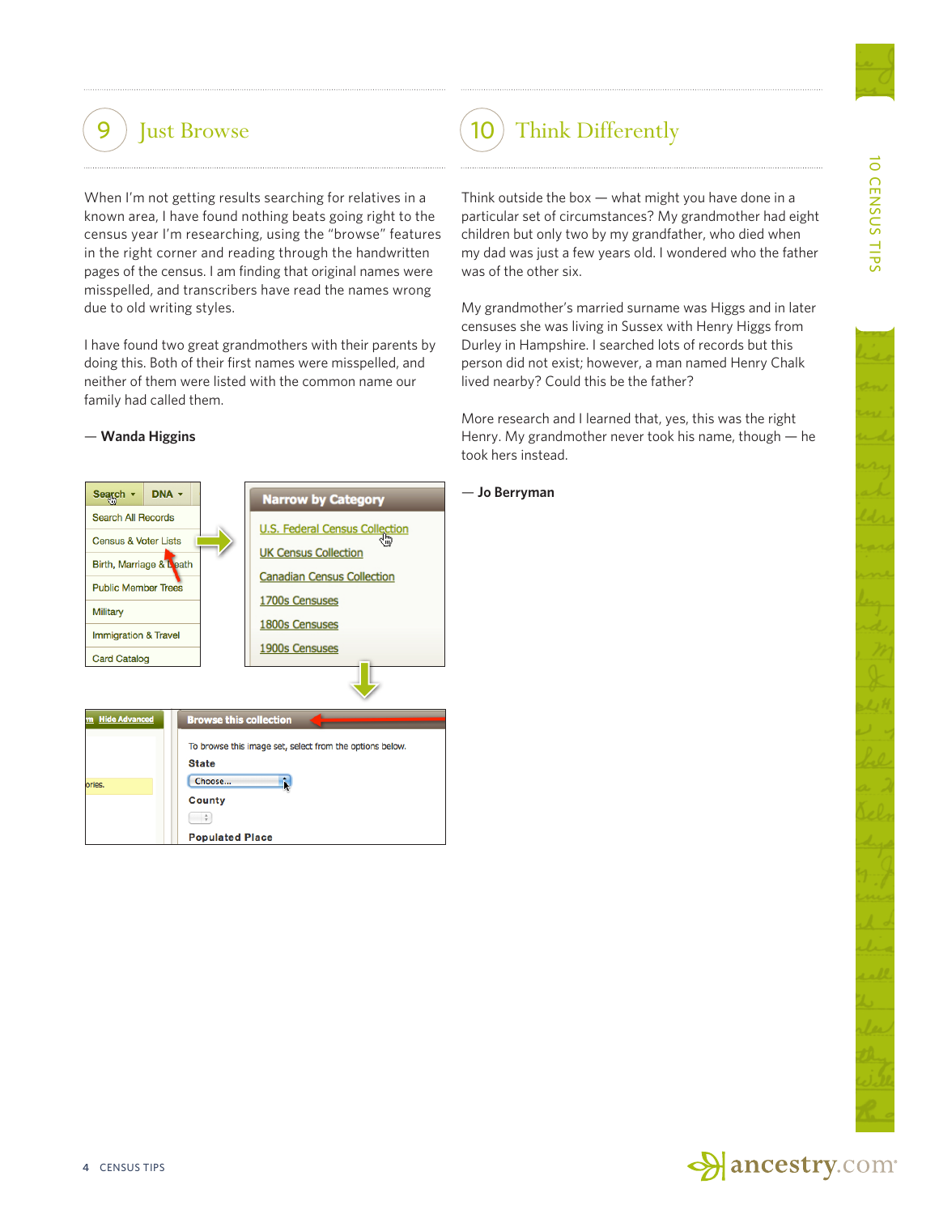## 9 Just Browse

When I'm not getting results searching for relatives in a known area, I have found nothing beats going right to the census year I'm researching, using the "browse" features in the right corner and reading through the handwritten pages of the census. I am finding that original names were misspelled, and transcribers have read the names wrong due to old writing styles.

I have found two great grandmothers with their parents by doing this. Both of their first names were misspelled, and neither of them were listed with the common name our family had called them.

— **Wanda Higgins**

## 10 Think Differently

Think outside the box — what might you have done in a particular set of circumstances? My grandmother had eight children but only two by my grandfather, who died when my dad was just a few years old. I wondered who the father was of the other six.

My grandmother's married surname was Higgs and in later censuses she was living in Sussex with Henry Higgs from Durley in Hampshire. I searched lots of records but this person did not exist; however, a man named Henry Chalk lived nearby? Could this be the father?

More research and I learned that, yes, this was the right Henry. My grandmother never took his name, though — he took hers instead.

— **Jo Berryman**